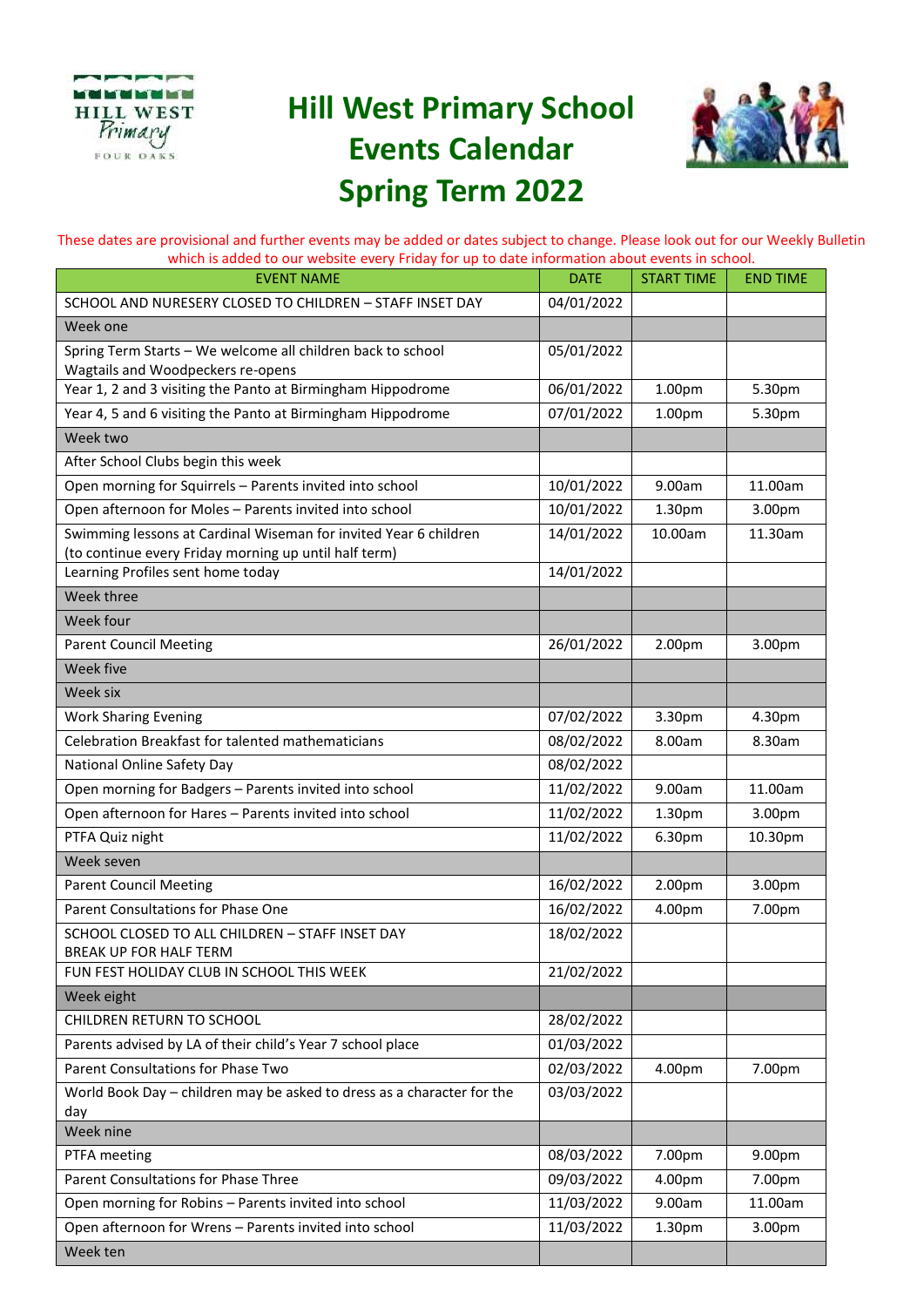# Hill West Primary School Events Calendar Spring Term 2022

These dates are provisional and further events may be added or dates subject to change. Please look out for our Weekly Bulletin which is added to our website every Friday for up to date information about events in school.

| EVENT NAME | DATE | START TIME | END TIME |
|---|---|---|---|
| SCHOOL AND NURESERY CLOSED TO CHILDREN – STAFF INSET DAY | 04/01/2022 | | |
| Week one | | | |
| Spring Term Starts – We welcome all children back to school<br>Wagtails and Woodpeckers re-opens | 05/01/2022 | | |
| Year 1, 2 and 3 visiting the Panto at Birmingham Hippodrome | 06/01/2022 | 1.00pm | 5.30pm |
| Year 4, 5 and 6 visiting the Panto at Birmingham Hippodrome | 07/01/2022 | 1.00pm | 5.30pm |
| Week two | | | |
| After School Clubs begin this week | | | |
| Open morning for Squirrels – Parents invited into school | 10/01/2022 | 9.00am | 11.00am |
| Open afternoon for Moles – Parents invited into school | 10/01/2022 | 1.30pm | 3.00pm |
| Swimming lessons at Cardinal Wiseman for invited Year 6 children<br>(to continue every Friday morning up until half term) | 14/01/2022 | 10.00am | 11.30am |
| Learning Profiles sent home today | 14/01/2022 | | |
| Week three | | | |
| Week four | | | |
| Parent Council Meeting | 26/01/2022 | 2.00pm | 3.00pm |
| Week five | | | |
| Week six | | | |
| Work Sharing Evening | 07/02/2022 | 3.30pm | 4.30pm |
| Celebration Breakfast for talented mathematicians | 08/02/2022 | 8.00am | 8.30am |
| National Online Safety Day | 08/02/2022 | | |
| Open morning for Badgers – Parents invited into school | 11/02/2022 | 9.00am | 11.00am |
| Open afternoon for Hares – Parents invited into school | 11/02/2022 | 1.30pm | 3.00pm |
| PTFA Quiz night | 11/02/2022 | 6.30pm | 10.30pm |
| Week seven | | | |
| Parent Council Meeting | 16/02/2022 | 2.00pm | 3.00pm |
| Parent Consultations for Phase One | 16/02/2022 | 4.00pm | 7.00pm |
| SCHOOL CLOSED TO ALL CHILDREN – STAFF INSET DAY<br>BREAK UP FOR HALF TERM | 18/02/2022 | | |
| FUN FEST HOLIDAY CLUB IN SCHOOL THIS WEEK | 21/02/2022 | | |
| Week eight | | | |
| CHILDREN RETURN TO SCHOOL | 28/02/2022 | | |
| Parents advised by LA of their child's Year 7 school place | 01/03/2022 | | |
| Parent Consultations for Phase Two | 02/03/2022 | 4.00pm | 7.00pm |
| World Book Day – children may be asked to dress as a character for the day | 03/03/2022 | | |
| Week nine | | | |
| PTFA meeting | 08/03/2022 | 7.00pm | 9.00pm |
| Parent Consultations for Phase Three | 09/03/2022 | 4.00pm | 7.00pm |
| Open morning for Robins – Parents invited into school | 11/03/2022 | 9.00am | 11.00am |
| Open afternoon for Wrens – Parents invited into school | 11/03/2022 | 1.30pm | 3.00pm |
| Week ten | | | |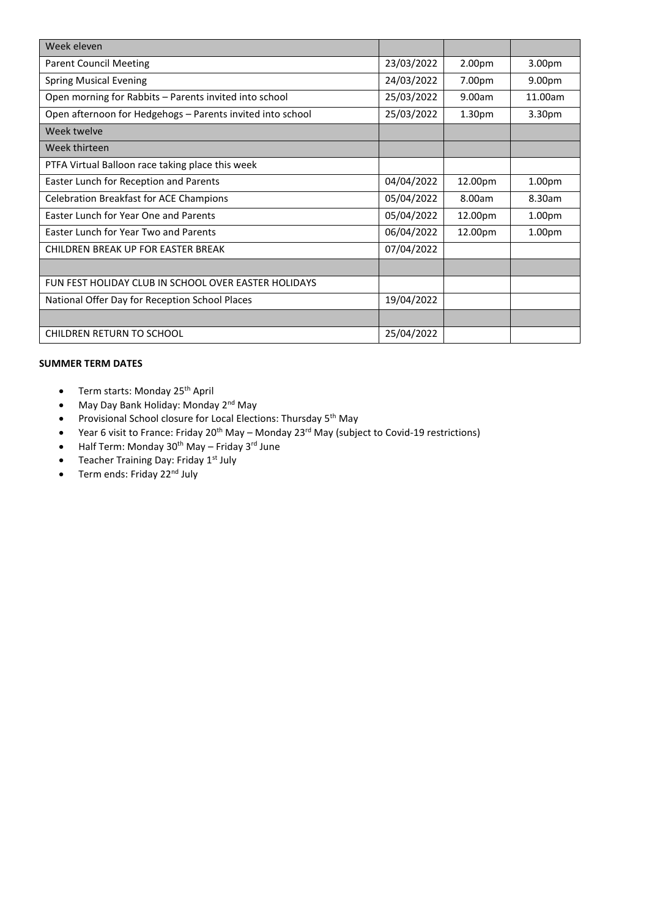| | | | |
|---|---|---|---|
| Week eleven | | | |
| Parent Council Meeting | 23/03/2022 | 2.00pm | 3.00pm |
| Spring Musical Evening | 24/03/2022 | 7.00pm | 9.00pm |
| Open morning for Rabbits – Parents invited into school | 25/03/2022 | 9.00am | 11.00am |
| Open afternoon for Hedgehogs – Parents invited into school | 25/03/2022 | 1.30pm | 3.30pm |
| Week twelve | | | |
| Week thirteen | | | |
| PTFA Virtual Balloon race taking place this week | | | |
| Easter Lunch for Reception and Parents | 04/04/2022 | 12.00pm | 1.00pm |
| Celebration Breakfast for ACE Champions | 05/04/2022 | 8.00am | 8.30am |
| Easter Lunch for Year One and Parents | 05/04/2022 | 12.00pm | 1.00pm |
| Easter Lunch for Year Two and Parents | 06/04/2022 | 12.00pm | 1.00pm |
| CHILDREN BREAK UP FOR EASTER BREAK | 07/04/2022 | | |
| | | | |
| FUN FEST HOLIDAY CLUB IN SCHOOL OVER EASTER HOLIDAYS | | | |
| National Offer Day for Reception School Places | 19/04/2022 | | |
| | | | |
| CHILDREN RETURN TO SCHOOL | 25/04/2022 | | |

**SUMMER TERM DATES**

- Term starts: Monday 25th April
- May Day Bank Holiday: Monday 2nd May
- Provisional School closure for Local Elections: Thursday 5th May
- Year 6 visit to France: Friday 20th May – Monday 23rd May (subject to Covid-19 restrictions)
- Half Term: Monday 30th May – Friday 3rd June
- Teacher Training Day: Friday 1st July
- Term ends: Friday 22nd July